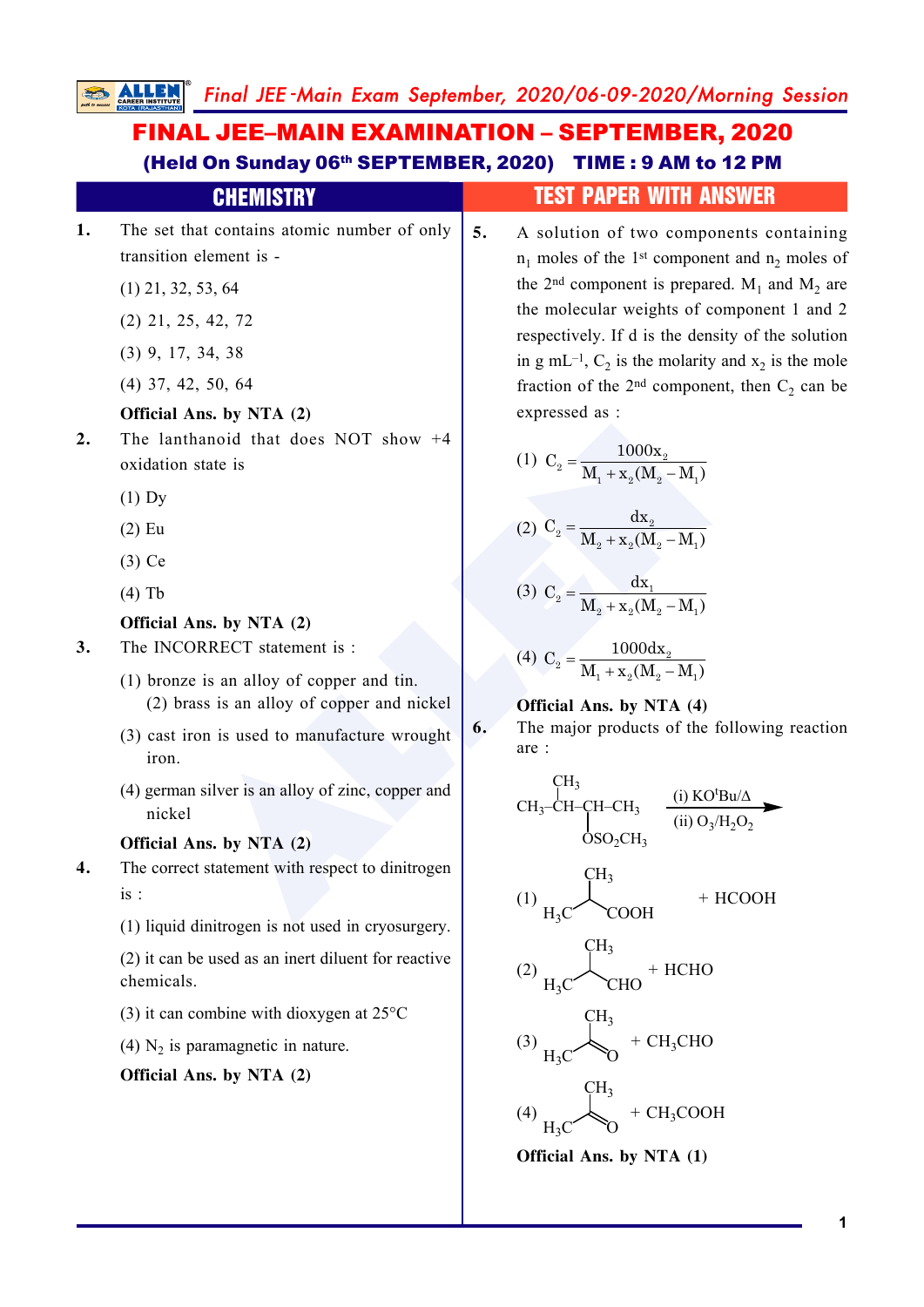# FINAL JEE–MAIN EXAMINATION – SEPTEMBER, 2020

**(Held On Sunday 06th SEPTEMBER, 2020) TIME : 9 AM to 12 PM**

## CHEMISTRY — TEST PAPER WITH ANSWER

**1.** The set that contains atomic number of only transition element is -

(1) 21, 32, 53, 64

(2) 21, 25, 42, 72

(3) 9, 17, 34, 38

(4) 37, 42, 50, 64

**Official Ans. by NTA (2)**

**2.** The lanthanoid that does NOT show +4 oxidation state is

(1) Dy

(2) Eu

(3) Ce

(4) Tb

**Official Ans. by NTA (2)**

**3.** The INCORRECT statement is :

(1) bronze is an alloy of copper and tin.

(2) brass is an alloy of copper and nickel

(3) cast iron is used to manufacture wrought iron.

(4) german silver is an alloy of zinc, copper and nickel

**Official Ans. by NTA (2)**

**4.** The correct statement with respect to dinitrogen is :

(1) liquid dinitrogen is not used in cryosurgery.

(2) it can be used as an inert diluent for reactive chemicals.

(3) it can combine with dioxygen at 25°C

(4) $N_2$ is paramagnetic in nature.

**Official Ans. by NTA (2)**

**5.** A solution of two components containing $n_1$ moles of the 1st component and $n_2$ moles of the 2nd component is prepared. $M_1$ and $M_2$ are the molecular weights of component 1 and 2 respectively. If d is the density of the solution in g $mL^{-1}$, $C_2$ is the molarity and $x_2$ is the mole fraction of the 2nd component, then $C_2$ can be expressed as :

(1) $C_2 = \dfrac{1000x_2}{M_1 + x_2(M_2 - M_1)}$

(2) $C_2 = \dfrac{dx_2}{M_2 + x_2(M_2 - M_1)}$

(3) $C_2 = \dfrac{dx_1}{M_2 + x_2(M_2 - M_1)}$

(4) $C_2 = \dfrac{1000dx_2}{M_1 + x_2(M_2 - M_1)}$

**Official Ans. by NTA (4)**

**6.** The major products of the following reaction are :

$CH_3-CH(CH_3)-CH(OSO_2CH_3)-CH_3 \xrightarrow[\text{(ii) } O_3/H_2O_2]{\text{(i) } KO^tBu/\Delta}$

(1) $(CH_3)_2CH-COOH$ + HCOOH

(2) $(CH_3)_2CH-CHO$ + HCHO

(3) $CH_3COCH_3$ + $CH_3CHO$

(4) $CH_3COCH_3$ + $CH_3COOH$

**Official Ans. by NTA (1)**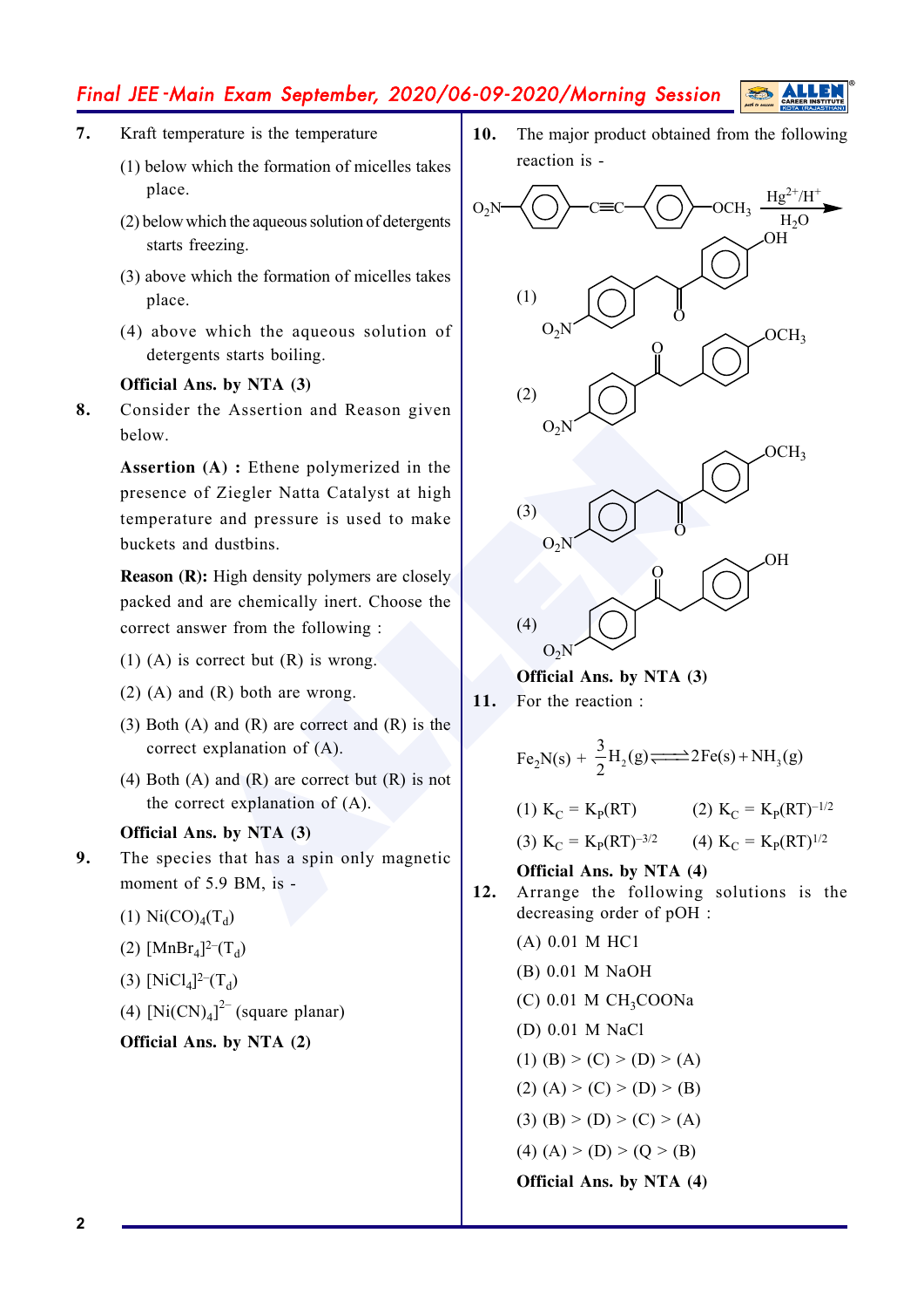7. Kraft temperature is the temperature

(1) below which the formation of micelles takes place.

(2) below which the aqueous solution of detergents starts freezing.

(3) above which the formation of micelles takes place.

(4) above which the aqueous solution of detergents starts boiling.

**Official Ans. by NTA (3)**

8. Consider the Assertion and Reason given below.

**Assertion (A) :** Ethene polymerized in the presence of Ziegler Natta Catalyst at high temperature and pressure is used to make buckets and dustbins.

**Reason (R):** High density polymers are closely packed and are chemically inert. Choose the correct answer from the following :

(1) (A) is correct but (R) is wrong.

(2) (A) and (R) both are wrong.

(3) Both (A) and (R) are correct and (R) is the correct explanation of (A).

(4) Both (A) and (R) are correct but (R) is not the correct explanation of (A).

**Official Ans. by NTA (3)**

9. The species that has a spin only magnetic moment of 5.9 BM, is -

(1) $Ni(CO)_4(T_d)$

(2) $[MnBr_4]^{2-}(T_d)$

(3) $[NiCl_4]^{2-}(T_d)$

(4) $[Ni(CN)_4]^{2-}$ (square planar)

**Official Ans. by NTA (2)**

10. The major product obtained from the following reaction is -

$O_2N-C_6H_4-C{\equiv}C-C_6H_4-OCH_3 \xrightarrow[H_2O]{Hg^{2+}/H^+}$

(1) $O_2N-C_6H_4-CH_2-CO-C_6H_4-OH$

(2) $O_2N-C_6H_4-CO-CH_2-C_6H_4-OCH_3$

(3) $O_2N-C_6H_4-CH_2-CO-C_6H_4-OCH_3$

(4) $O_2N-C_6H_4-CO-CH_2-C_6H_4-OH$

**Official Ans. by NTA (3)**

11. For the reaction :

$$Fe_2N(s) + \frac{3}{2}H_2(g) \rightleftharpoons 2Fe(s) + NH_3(g)$$

(1) $K_C = K_P(RT)$   (2) $K_C = K_P(RT)^{-1/2}$

(3) $K_C = K_P(RT)^{-3/2}$   (4) $K_C = K_P(RT)^{1/2}$

**Official Ans. by NTA (4)**

12. Arrange the following solutions is the decreasing order of pOH :

(A) 0.01 M HC1

(B) 0.01 M NaOH

(C) 0.01 M $CH_3COONa$

(D) 0.01 M NaCl

(1) (B) > (C) > (D) > (A)

(2) (A) > (C) > (D) > (B)

(3) (B) > (D) > (C) > (A)

(4) (A) > (D) > (Q > (B)

**Official Ans. by NTA (4)**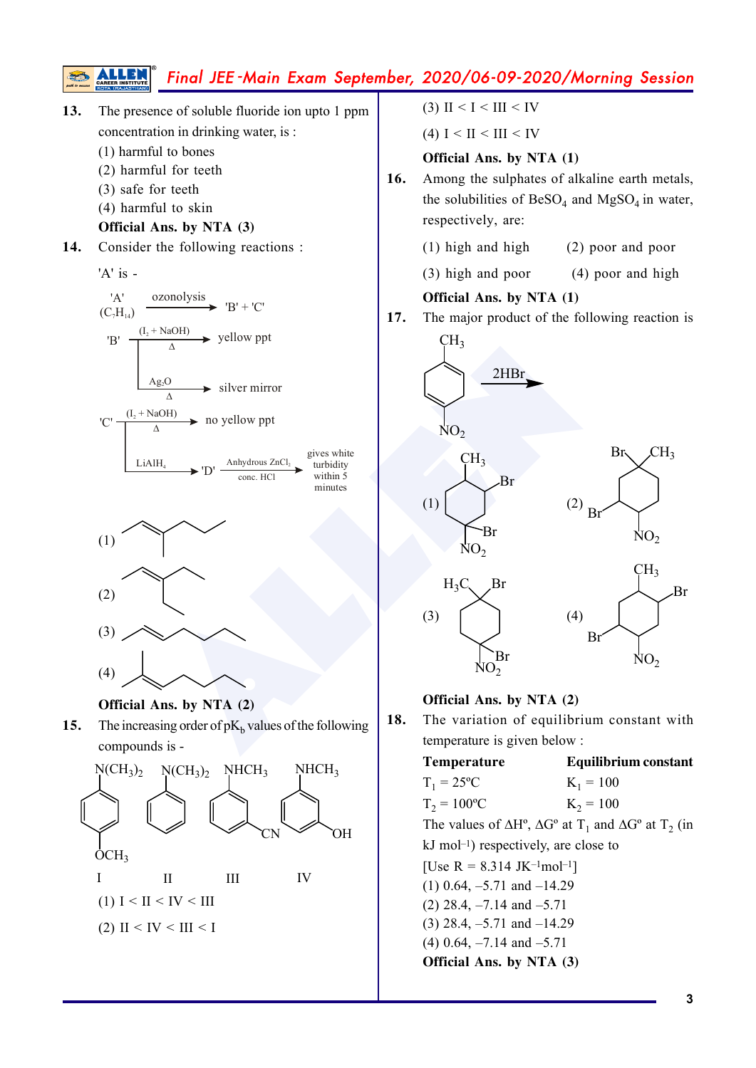**13.** The presence of soluble fluoride ion upto 1 ppm concentration in drinking water, is :

(1) harmful to bones

(2) harmful for teeth

(3) safe for teeth

(4) harmful to skin

**Official Ans. by NTA (3)**

**14.** Consider the following reactions :

'A' is -

'A' ($C_7H_{14}$) $\xrightarrow{\text{ozonolysis}}$ 'B' + 'C'

'B' $\xrightarrow[\Delta]{(I_2 + NaOH)}$ yellow ppt

'B' $\xrightarrow[\Delta]{Ag_2O}$ silver mirror

'C' $\xrightarrow[\Delta]{(I_2 + NaOH)}$ no yellow ppt

'C' $\xrightarrow{LiAlH_4}$ 'D' $\xrightarrow[\text{conc. HCl}]{\text{Anhydrous } ZnCl_2}$ gives white turbidity within 5 minutes

(1)

(2)

(3)

(4)

**Official Ans. by NTA (2)**

**15.** The increasing order of $pK_b$ values of the following compounds is -

I: $N(CH_3)_2$ with $OCH_3$ (para)

II: $N(CH_3)_2$

III: $NHCH_3$ with CN (meta)

IV: $NHCH_3$ with OH (meta)

(1) I < II < IV < III

(2) II < IV < III < I

(3) II < I < III < IV

(4) I < II < III < IV

**Official Ans. by NTA (1)**

**16.** Among the sulphates of alkaline earth metals, the solubilities of $BeSO_4$ and $MgSO_4$ in water, respectively, are:

(1) high and high

(2) poor and poor

(3) high and poor

(4) poor and high

**Official Ans. by NTA (1)**

**17.** The major product of the following reaction is

[1-methyl-4-nitrocyclohexa-1,3-diene (CH$_3$, NO$_2$)] $\xrightarrow{2HBr}$

(1) $CH_3$, Br, Br, $NO_2$

(2) Br, $CH_3$, Br, $NO_2$

(3) $H_3C$, Br, Br, $NO_2$

(4) $CH_3$, Br, Br, $NO_2$

**Official Ans. by NTA (2)**

**18.** The variation of equilibrium constant with temperature is given below :

| Temperature | Equilibrium constant |
|---|---|
| $T_1$ = 25°C | $K_1$ = 100 |
| $T_2$ = 100°C | $K_2$ = 100 |

The values of $\Delta H^o$, $\Delta G^o$ at $T_1$ and $\Delta G^o$ at $T_2$ (in kJ mol$^{-1}$) respectively, are close to

[Use R = 8.314 JK$^{-1}$mol$^{-1}$]

(1) 0.64, –5.71 and –14.29

(2) 28.4, –7.14 and –5.71

(3) 28.4, –5.71 and –14.29

(4) 0.64, –7.14 and –5.71

**Official Ans. by NTA (3)**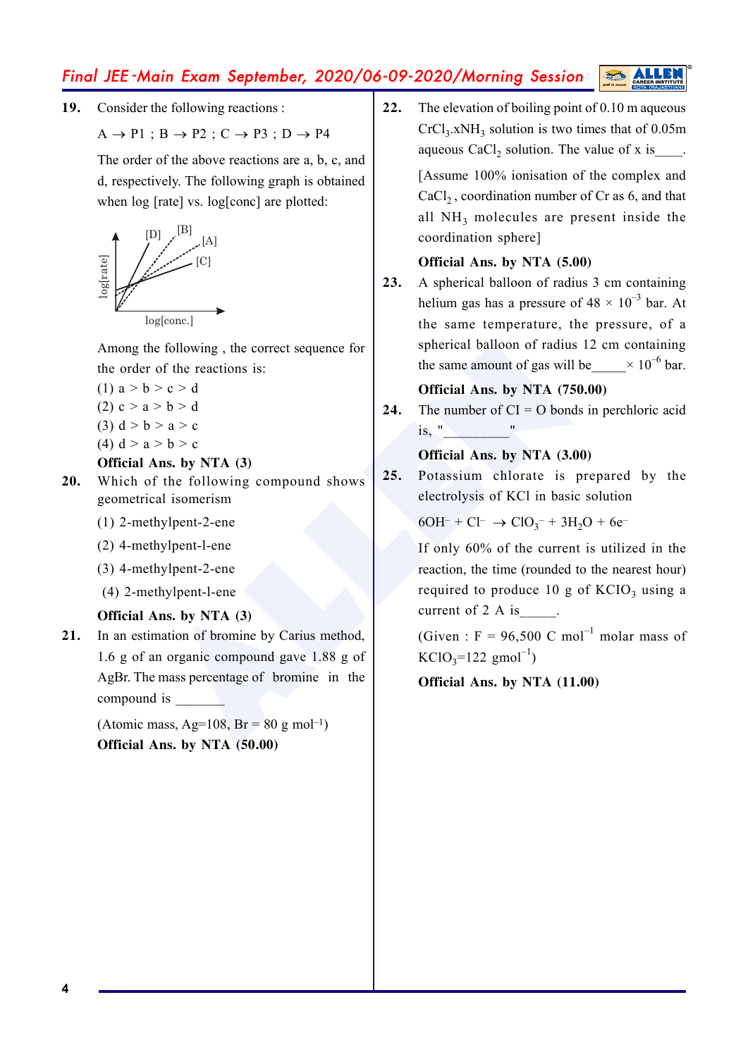**19.** Consider the following reactions :

A → P1 ; B → P2 ; C → P3 ; D → P4

The order of the above reactions are a, b, c, and d, respectively. The following graph is obtained when log [rate] vs. log[conc] are plotted:

[D] [B] [A] [C]

log[rate]

log[conc.]

Among the following , the correct sequence for the order of the reactions is:

(1) a > b > c > d
(2) c > a > b > d
(3) d > b > a > c
(4) d > a > b > c

**Official Ans. by NTA (3)**

**20.** Which of the following compound shows geometrical isomerism

(1) 2-methylpent-2-ene
(2) 4-methylpent-l-ene
(3) 4-methylpent-2-ene
(4) 2-methylpent-l-ene

**Official Ans. by NTA (3)**

**21.** In an estimation of bromine by Carius method, 1.6 g of an organic compound gave 1.88 g of AgBr. The mass percentage of bromine in the compound is ________

(Atomic mass, Ag=108, Br = 80 g $mol^{-1}$)

**Official Ans. by NTA (50.00)**

**22.** The elevation of boiling point of 0.10 m aqueous $CrCl_3.xNH_3$ solution is two times that of 0.05m aqueous $CaCl_2$ solution. The value of x is____.

[Assume 100% ionisation of the complex and $CaCl_2$, coordination number of Cr as 6, and that all $NH_3$ molecules are present inside the coordination sphere]

**Official Ans. by NTA (5.00)**

**23.** A spherical balloon of radius 3 cm containing helium gas has a pressure of $48 \times 10^{-3}$ bar. At the same temperature, the pressure, of a spherical balloon of radius 12 cm containing the same amount of gas will be_____ $\times 10^{-6}$ bar.

**Official Ans. by NTA (750.00)**

**24.** The number of Cl = O bonds in perchloric acid is, "__________"

**Official Ans. by NTA (3.00)**

**25.** Potassium chlorate is prepared by the electrolysis of KCl in basic solution

$6OH^- + Cl^- \rightarrow ClO_3^- + 3H_2O + 6e^-$

If only 60% of the current is utilized in the reaction, the time (rounded to the nearest hour) required to produce 10 g of $KClO_3$ using a current of 2 A is_____.

(Given : F = 96,500 C $mol^{-1}$ molar mass of $KClO_3$=122 $gmol^{-1}$)

**Official Ans. by NTA (11.00)**